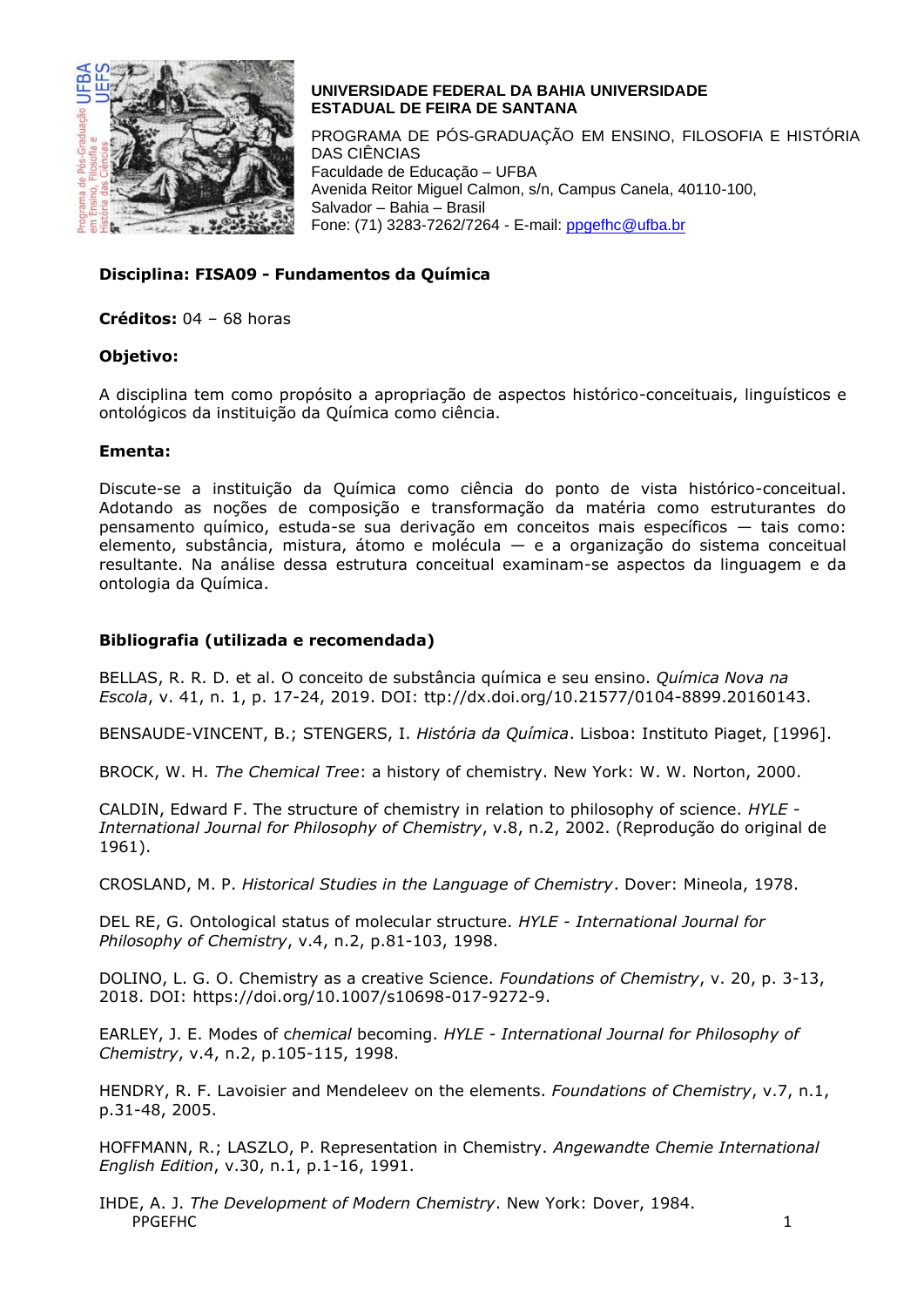**UNIVERSIDADE FEDERAL DA BAHIA UNIVERSIDADE ESTADUAL DE FEIRA DE SANTANA**

PROGRAMA DE PÓS-GRADUAÇÃO EM ENSINO, FILOSOFIA E HISTÓRIA DAS CIÊNCIAS
Faculdade de Educação – UFBA
Avenida Reitor Miguel Calmon, s/n, Campus Canela, 40110-100,
Salvador – Bahia – Brasil
Fone: (71) 3283-7262/7264 - E-mail: ppgefhc@ufba.br

**Disciplina: FISA09 - Fundamentos da Química**

**Créditos:** 04 – 68 horas

**Objetivo:**

A disciplina tem como propósito a apropriação de aspectos histórico-conceituais, linguísticos e ontológicos da instituição da Química como ciência.

**Ementa:**

Discute-se a instituição da Química como ciência do ponto de vista histórico-conceitual. Adotando as noções de composição e transformação da matéria como estruturantes do pensamento químico, estuda-se sua derivação em conceitos mais específicos — tais como: elemento, substância, mistura, átomo e molécula — e a organização do sistema conceitual resultante. Na análise dessa estrutura conceitual examinam-se aspectos da linguagem e da ontologia da Química.

**Bibliografia (utilizada e recomendada)**

BELLAS, R. R. D. et al. O conceito de substância química e seu ensino. *Química Nova na Escola*, v. 41, n. 1, p. 17-24, 2019. DOI: ttp://dx.doi.org/10.21577/0104-8899.20160143.

BENSAUDE-VINCENT, B.; STENGERS, I. *História da Química*. Lisboa: Instituto Piaget, [1996].

BROCK, W. H. *The Chemical Tree*: a history of chemistry. New York: W. W. Norton, 2000.

CALDIN, Edward F. The structure of chemistry in relation to philosophy of science. *HYLE - International Journal for Philosophy of Chemistry*, v.8, n.2, 2002. (Reprodução do original de 1961).

CROSLAND, M. P. *Historical Studies in the Language of Chemistry*. Dover: Mineola, 1978.

DEL RE, G. Ontological status of molecular structure. *HYLE - International Journal for Philosophy of Chemistry*, v.4, n.2, p.81-103, 1998.

DOLINO, L. G. O. Chemistry as a creative Science. *Foundations of Chemistry*, v. 20, p. 3-13, 2018. DOI: https://doi.org/10.1007/s10698-017-9272-9.

EARLEY, J. E. Modes of c*hemical* becoming. *HYLE - International Journal for Philosophy of Chemistry*, v.4, n.2, p.105-115, 1998.

HENDRY, R. F. Lavoisier and Mendeleev on the elements. *Foundations of Chemistry*, v.7, n.1, p.31-48, 2005.

HOFFMANN, R.; LASZLO, P. Representation in Chemistry. *Angewandte Chemie International English Edition*, v.30, n.1, p.1-16, 1991.

IHDE, A. J. *The Development of Modern Chemistry*. New York: Dover, 1984.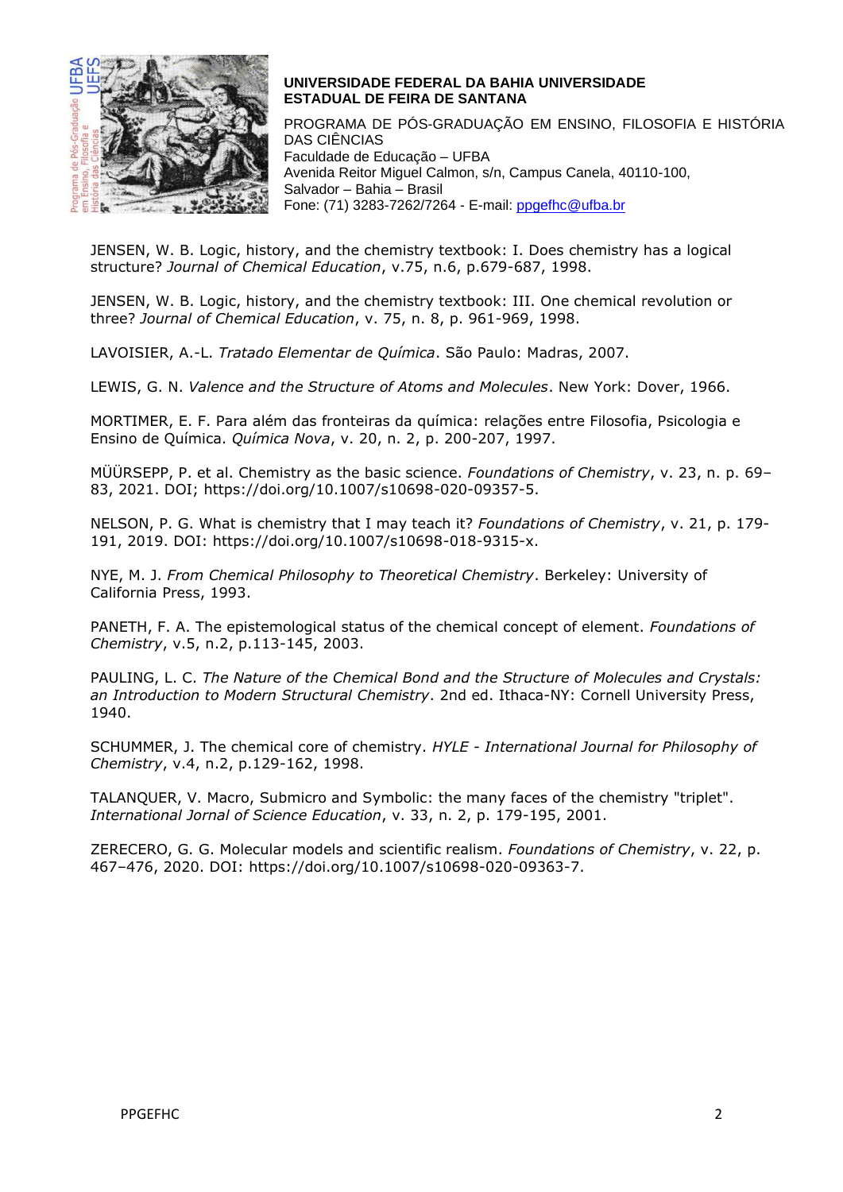JENSEN, W. B. Logic, history, and the chemistry textbook: I. Does chemistry has a logical structure? *Journal of Chemical Education*, v.75, n.6, p.679-687, 1998.

JENSEN, W. B. Logic, history, and the chemistry textbook: III. One chemical revolution or three? *Journal of Chemical Education*, v. 75, n. 8, p. 961-969, 1998.

LAVOISIER, A.-L. *Tratado Elementar de Química*. São Paulo: Madras, 2007.

LEWIS, G. N. *Valence and the Structure of Atoms and Molecules*. New York: Dover, 1966.

MORTIMER, E. F. Para além das fronteiras da química: relações entre Filosofia, Psicologia e Ensino de Química. *Química Nova*, v. 20, n. 2, p. 200-207, 1997.

MÜÜRSEPP, P. et al. Chemistry as the basic science. *Foundations of Chemistry*, v. 23, n. p. 69–83, 2021. DOI; https://doi.org/10.1007/s10698-020-09357-5.

NELSON, P. G. What is chemistry that I may teach it? *Foundations of Chemistry*, v. 21, p. 179-191, 2019. DOI: https://doi.org/10.1007/s10698-018-9315-x.

NYE, M. J. *From Chemical Philosophy to Theoretical Chemistry*. Berkeley: University of California Press, 1993.

PANETH, F. A. The epistemological status of the chemical concept of element. *Foundations of Chemistry*, v.5, n.2, p.113-145, 2003.

PAULING, L. C. *The Nature of the Chemical Bond and the Structure of Molecules and Crystals: an Introduction to Modern Structural Chemistry*. 2nd ed. Ithaca-NY: Cornell University Press, 1940.

SCHUMMER, J. The chemical core of chemistry. *HYLE - International Journal for Philosophy of Chemistry*, v.4, n.2, p.129-162, 1998.

TALANQUER, V. Macro, Submicro and Symbolic: the many faces of the chemistry "triplet". *International Jornal of Science Education*, v. 33, n. 2, p. 179-195, 2001.

ZERECERO, G. G. Molecular models and scientific realism. *Foundations of Chemistry*, v. 22, p. 467–476, 2020. DOI: https://doi.org/10.1007/s10698-020-09363-7.